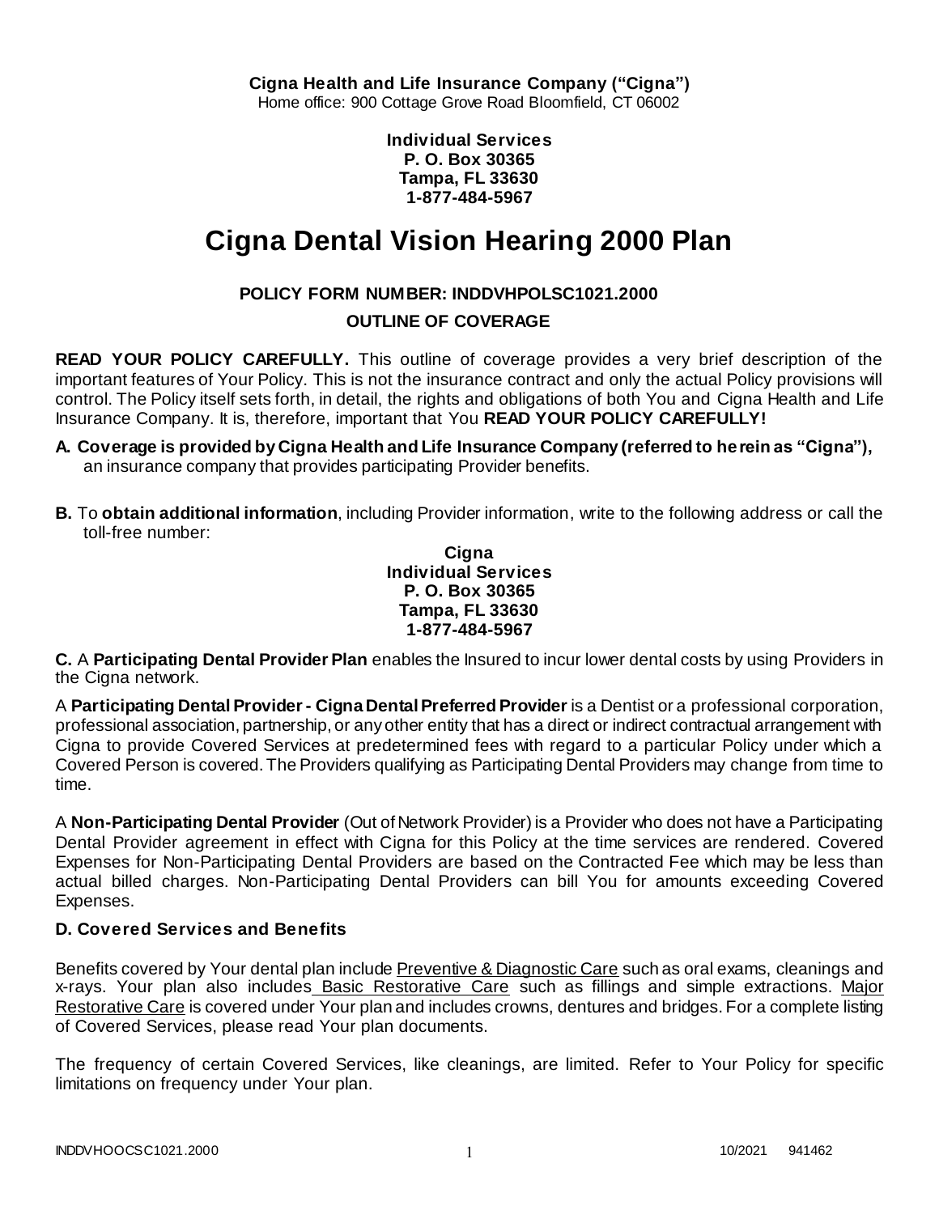**Cigna Health and Life Insurance Company ("Cigna")**
Home office: 900 Cottage Grove Road Bloomfield, CT 06002

**Individual Services**
**P. O. Box 30365**
**Tampa, FL 33630**
**1-877-484-5967**

# Cigna Dental Vision Hearing 2000 Plan

**POLICY FORM NUMBER: INDDVHPOLSC1021.2000**

**OUTLINE OF COVERAGE**

**READ YOUR POLICY CAREFULLY.** This outline of coverage provides a very brief description of the important features of Your Policy. This is not the insurance contract and only the actual Policy provisions will control. The Policy itself sets forth, in detail, the rights and obligations of both You and Cigna Health and Life Insurance Company. It is, therefore, important that You **READ YOUR POLICY CAREFULLY!**

**A. Coverage is provided by Cigna Health and Life Insurance Company (referred to herein as "Cigna"),** an insurance company that provides participating Provider benefits.

**B.** To **obtain additional information**, including Provider information, write to the following address or call the toll-free number:

**Cigna**
**Individual Services**
**P. O. Box 30365**
**Tampa, FL 33630**
**1-877-484-5967**

**C.** A **Participating Dental Provider Plan** enables the Insured to incur lower dental costs by using Providers in the Cigna network.

A **Participating Dental Provider - Cigna Dental Preferred Provider** is a Dentist or a professional corporation, professional association, partnership, or any other entity that has a direct or indirect contractual arrangement with Cigna to provide Covered Services at predetermined fees with regard to a particular Policy under which a Covered Person is covered. The Providers qualifying as Participating Dental Providers may change from time to time.

A **Non-Participating Dental Provider** (Out of Network Provider) is a Provider who does not have a Participating Dental Provider agreement in effect with Cigna for this Policy at the time services are rendered. Covered Expenses for Non-Participating Dental Providers are based on the Contracted Fee which may be less than actual billed charges. Non-Participating Dental Providers can bill You for amounts exceeding Covered Expenses.

### D. Covered Services and Benefits

Benefits covered by Your dental plan include Preventive & Diagnostic Care such as oral exams, cleanings and x-rays. Your plan also includes Basic Restorative Care such as fillings and simple extractions. Major Restorative Care is covered under Your plan and includes crowns, dentures and bridges. For a complete listing of Covered Services, please read Your plan documents.

The frequency of certain Covered Services, like cleanings, are limited. Refer to Your Policy for specific limitations on frequency under Your plan.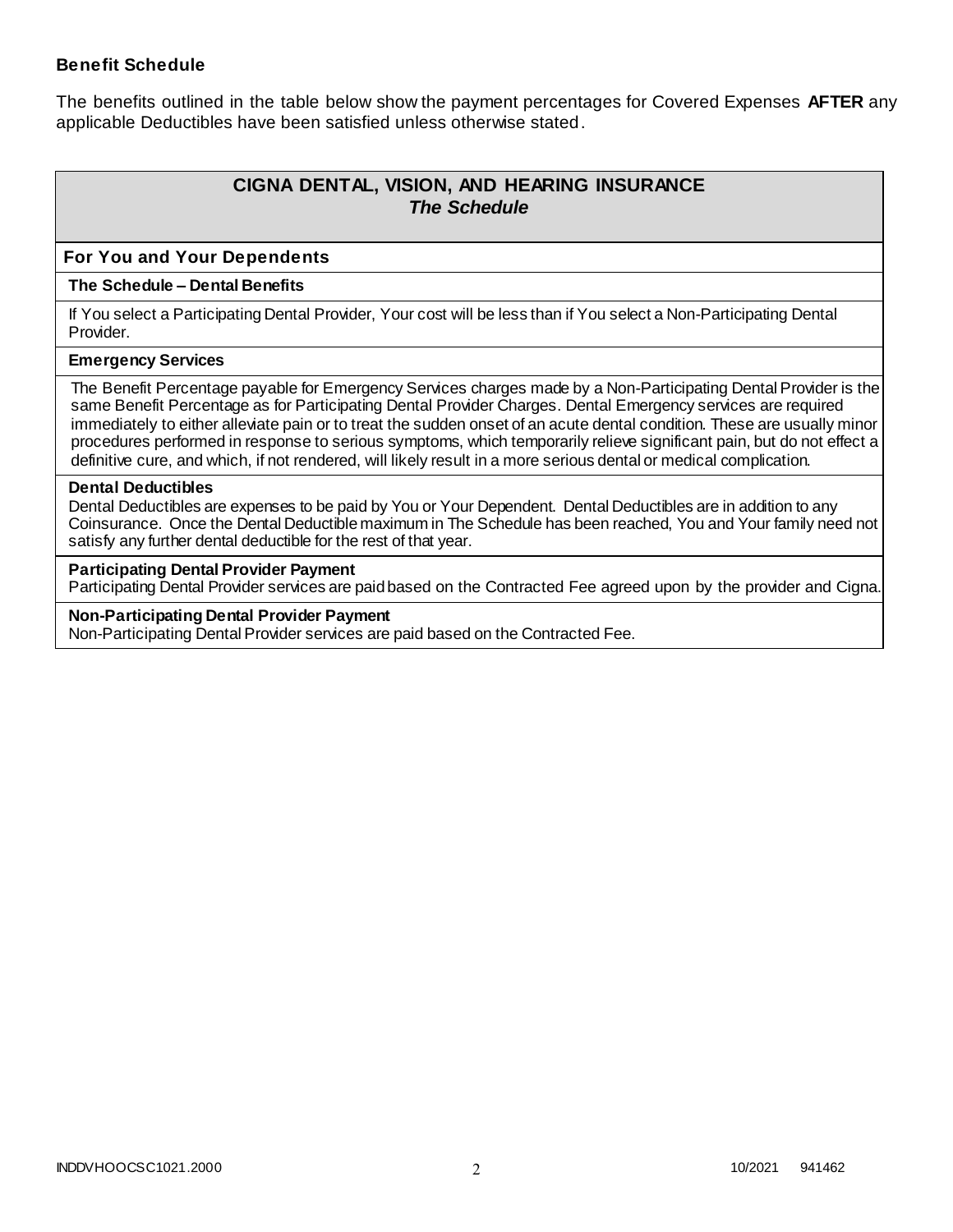**Benefit Schedule**

The benefits outlined in the table below show the payment percentages for Covered Expenses **AFTER** any applicable Deductibles have been satisfied unless otherwise stated.

## CIGNA DENTAL, VISION, AND HEARING INSURANCE
### *The Schedule*

### For You and Your Dependents

**The Schedule – Dental Benefits**

If You select a Participating Dental Provider, Your cost will be less than if You select a Non-Participating Dental Provider.

**Emergency Services**

The Benefit Percentage payable for Emergency Services charges made by a Non-Participating Dental Provider is the same Benefit Percentage as for Participating Dental Provider Charges. Dental Emergency services are required immediately to either alleviate pain or to treat the sudden onset of an acute dental condition. These are usually minor procedures performed in response to serious symptoms, which temporarily relieve significant pain, but do not effect a definitive cure, and which, if not rendered, will likely result in a more serious dental or medical complication.

**Dental Deductibles**

Dental Deductibles are expenses to be paid by You or Your Dependent. Dental Deductibles are in addition to any Coinsurance. Once the Dental Deductible maximum in The Schedule has been reached, You and Your family need not satisfy any further dental deductible for the rest of that year.

**Participating Dental Provider Payment**

Participating Dental Provider services are paid based on the Contracted Fee agreed upon by the provider and Cigna.

**Non-Participating Dental Provider Payment**

Non-Participating Dental Provider services are paid based on the Contracted Fee.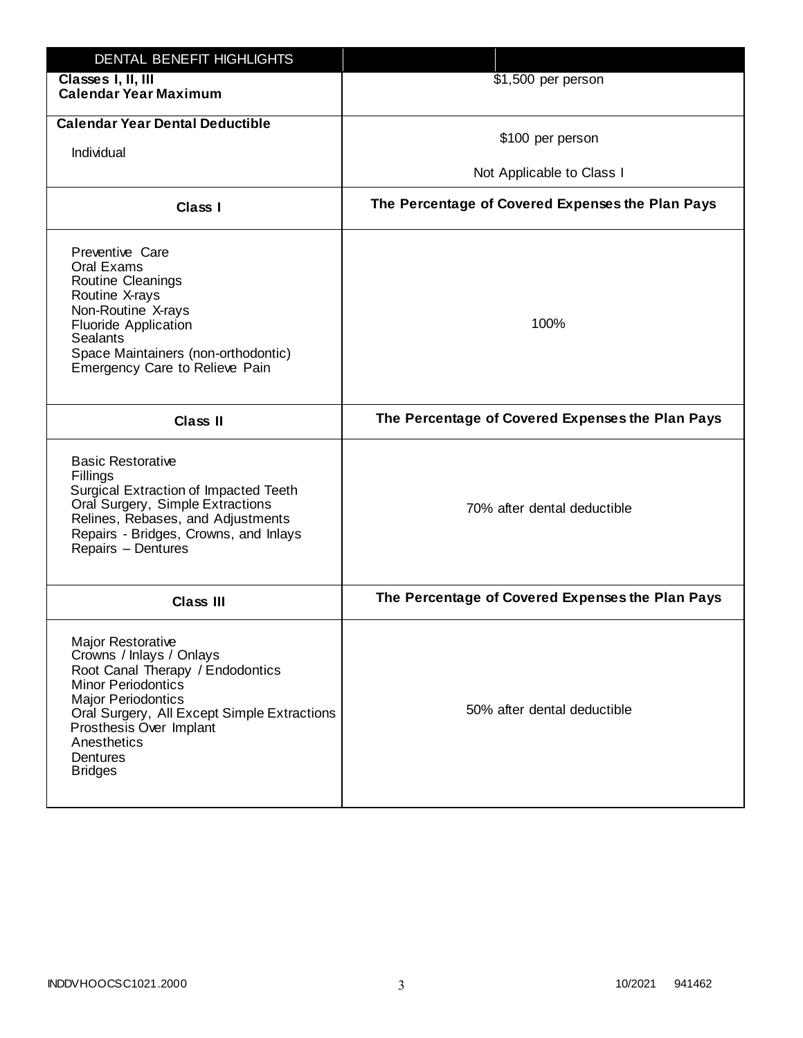| DENTAL BENEFIT HIGHLIGHTS | |
|---|---|
| **Classes I, II, III Calendar Year Maximum** | $1,500 per person |
| **Calendar Year Dental Deductible**<br>Individual | $100 per person<br>Not Applicable to Class I |
| **Class I** | **The Percentage of Covered Expenses the Plan Pays** |
| Preventive Care<br>Oral Exams<br>Routine Cleanings<br>Routine X-rays<br>Non-Routine X-rays<br>Fluoride Application<br>Sealants<br>Space Maintainers (non-orthodontic)<br>Emergency Care to Relieve Pain | 100% |
| **Class II** | **The Percentage of Covered Expenses the Plan Pays** |
| Basic Restorative<br>Fillings<br>Surgical Extraction of Impacted Teeth<br>Oral Surgery, Simple Extractions<br>Relines, Rebases, and Adjustments<br>Repairs - Bridges, Crowns, and Inlays<br>Repairs – Dentures | 70% after dental deductible |
| **Class III** | **The Percentage of Covered Expenses the Plan Pays** |
| Major Restorative<br>Crowns / Inlays / Onlays<br>Root Canal Therapy / Endodontics<br>Minor Periodontics<br>Major Periodontics<br>Oral Surgery, All Except Simple Extractions<br>Prosthesis Over Implant<br>Anesthetics<br>Dentures<br>Bridges | 50% after dental deductible |

INDDVHOOCSC1021.2000 10/2021 941462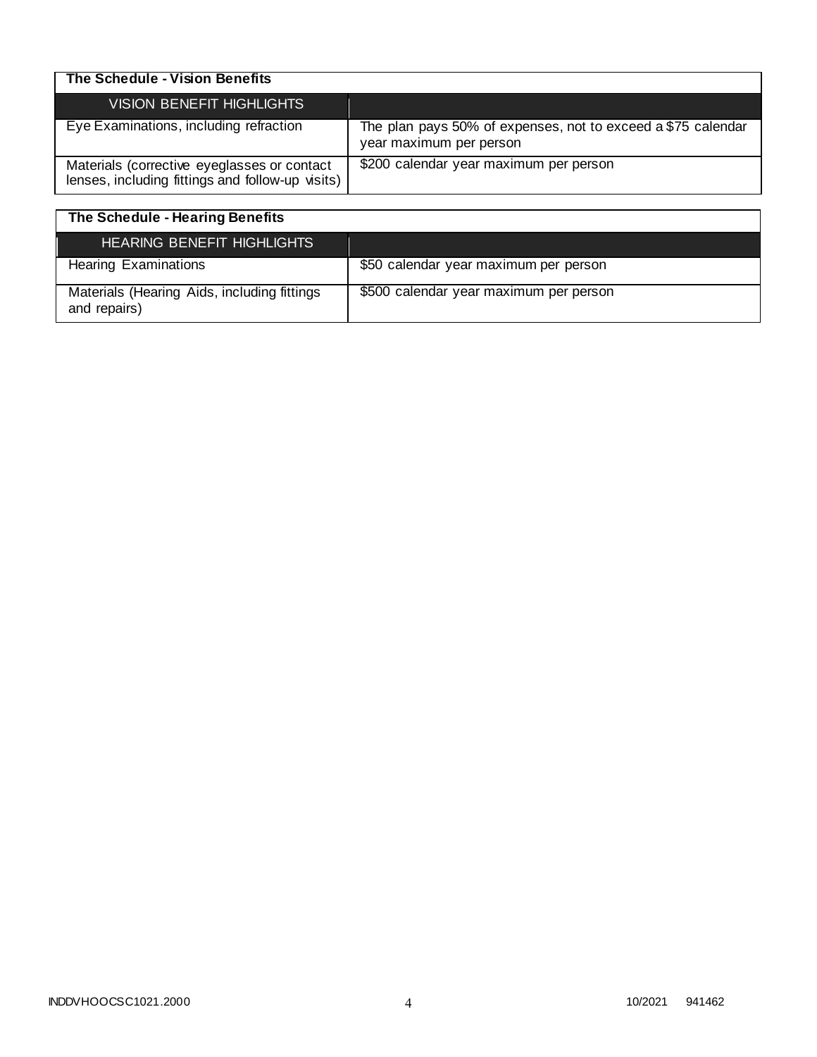| The Schedule - Vision Benefits | |
| --- | --- |
| VISION BENEFIT HIGHLIGHTS | |
| Eye Examinations, including refraction | The plan pays 50% of expenses, not to exceed a $75 calendar year maximum per person |
| Materials (corrective eyeglasses or contact lenses, including fittings and follow-up visits) | $200 calendar year maximum per person |

| The Schedule - Hearing Benefits | |
| --- | --- |
| HEARING BENEFIT HIGHLIGHTS | |
| Hearing Examinations | $50 calendar year maximum per person |
| Materials (Hearing Aids, including fittings and repairs) | $500 calendar year maximum per person |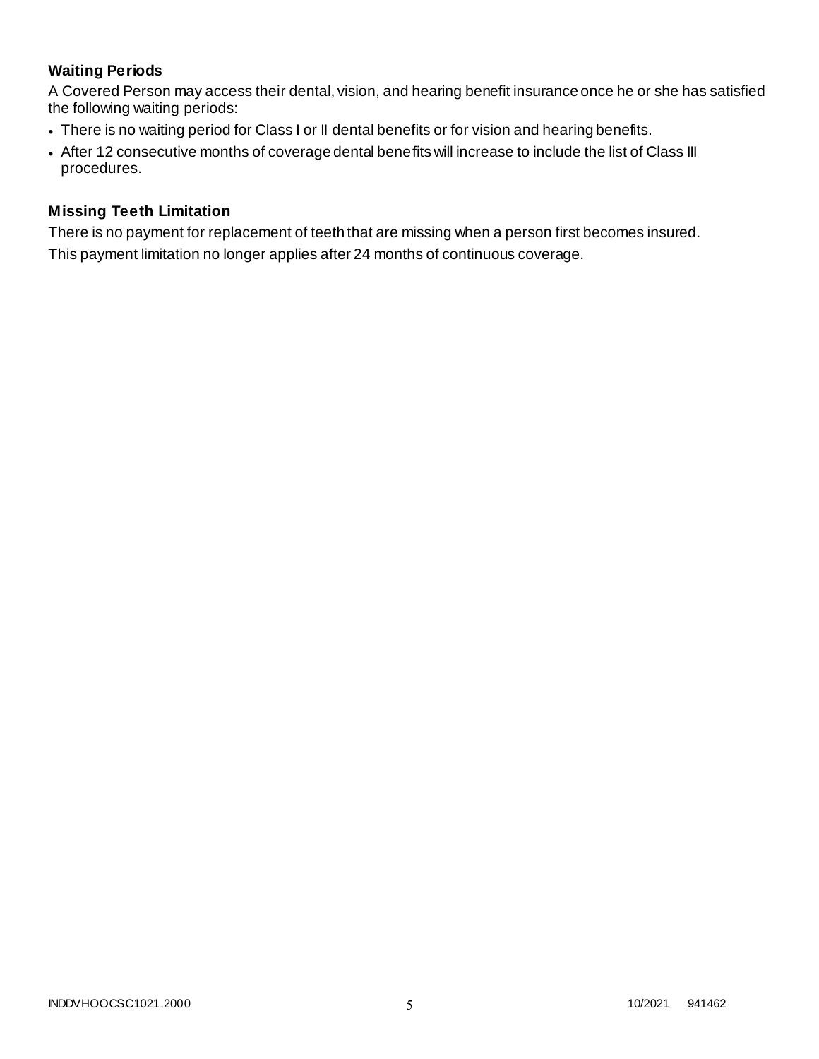### Waiting Periods

A Covered Person may access their dental, vision, and hearing benefit insurance once he or she has satisfied the following waiting periods:

- There is no waiting period for Class I or II dental benefits or for vision and hearing benefits.
- After 12 consecutive months of coverage dental benefits will increase to include the list of Class III procedures.

### Missing Teeth Limitation

There is no payment for replacement of teeth that are missing when a person first becomes insured.

This payment limitation no longer applies after 24 months of continuous coverage.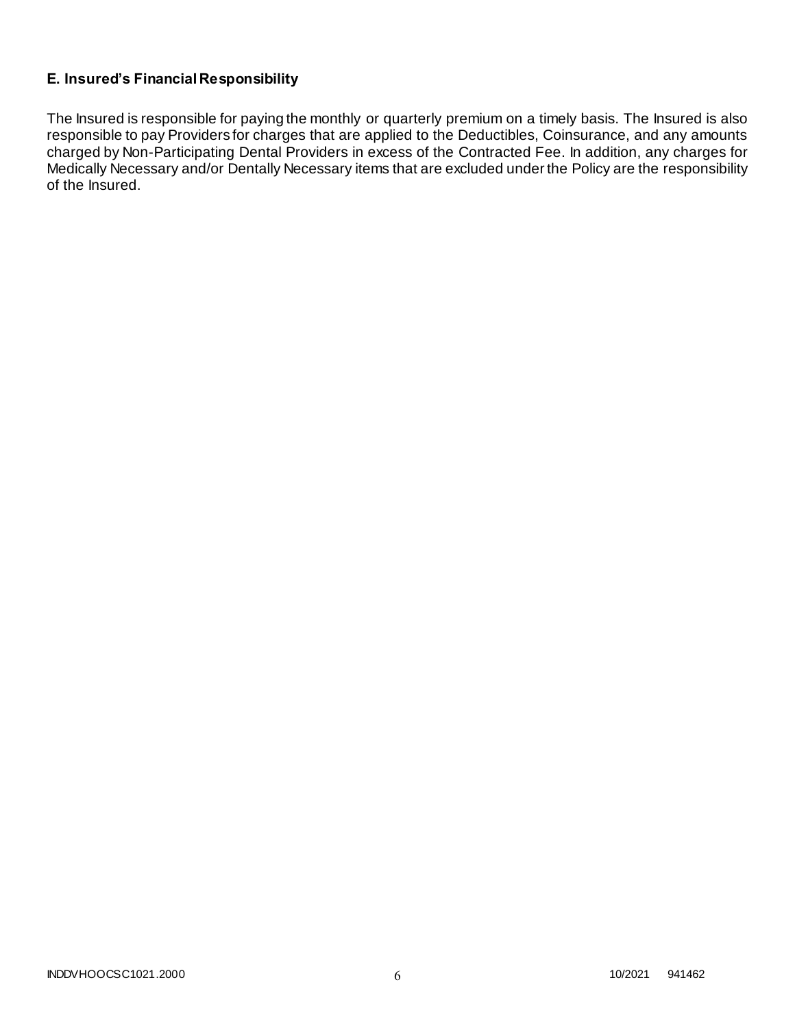## E. Insured's Financial Responsibility

The Insured is responsible for paying the monthly or quarterly premium on a timely basis. The Insured is also responsible to pay Providers for charges that are applied to the Deductibles, Coinsurance, and any amounts charged by Non-Participating Dental Providers in excess of the Contracted Fee. In addition, any charges for Medically Necessary and/or Dentally Necessary items that are excluded under the Policy are the responsibility of the Insured.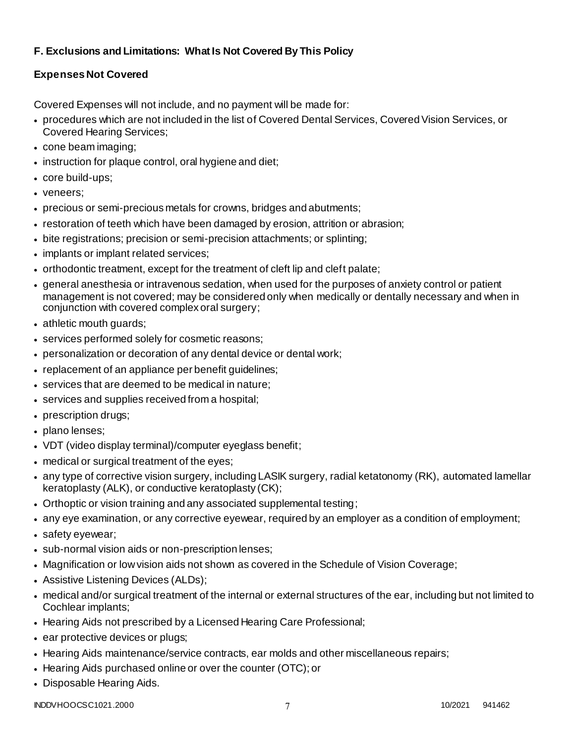### F. Exclusions and Limitations: What Is Not Covered By This Policy

#### Expenses Not Covered

Covered Expenses will not include, and no payment will be made for:

- procedures which are not included in the list of Covered Dental Services, Covered Vision Services, or Covered Hearing Services;
- cone beam imaging;
- instruction for plaque control, oral hygiene and diet;
- core build-ups;
- veneers;
- precious or semi-precious metals for crowns, bridges and abutments;
- restoration of teeth which have been damaged by erosion, attrition or abrasion;
- bite registrations; precision or semi-precision attachments; or splinting;
- implants or implant related services;
- orthodontic treatment, except for the treatment of cleft lip and cleft palate;
- general anesthesia or intravenous sedation, when used for the purposes of anxiety control or patient management is not covered; may be considered only when medically or dentally necessary and when in conjunction with covered complex oral surgery;
- athletic mouth guards;
- services performed solely for cosmetic reasons;
- personalization or decoration of any dental device or dental work;
- replacement of an appliance per benefit guidelines;
- services that are deemed to be medical in nature;
- services and supplies received from a hospital;
- prescription drugs;
- plano lenses;
- VDT (video display terminal)/computer eyeglass benefit;
- medical or surgical treatment of the eyes;
- any type of corrective vision surgery, including LASIK surgery, radial ketatonomy (RK), automated lamellar keratoplasty (ALK), or conductive keratoplasty (CK);
- Orthoptic or vision training and any associated supplemental testing;
- any eye examination, or any corrective eyewear, required by an employer as a condition of employment;
- safety eyewear;
- sub-normal vision aids or non-prescription lenses;
- Magnification or low vision aids not shown as covered in the Schedule of Vision Coverage;
- Assistive Listening Devices (ALDs);
- medical and/or surgical treatment of the internal or external structures of the ear, including but not limited to Cochlear implants;
- Hearing Aids not prescribed by a Licensed Hearing Care Professional;
- ear protective devices or plugs;
- Hearing Aids maintenance/service contracts, ear molds and other miscellaneous repairs;
- Hearing Aids purchased online or over the counter (OTC); or
- Disposable Hearing Aids.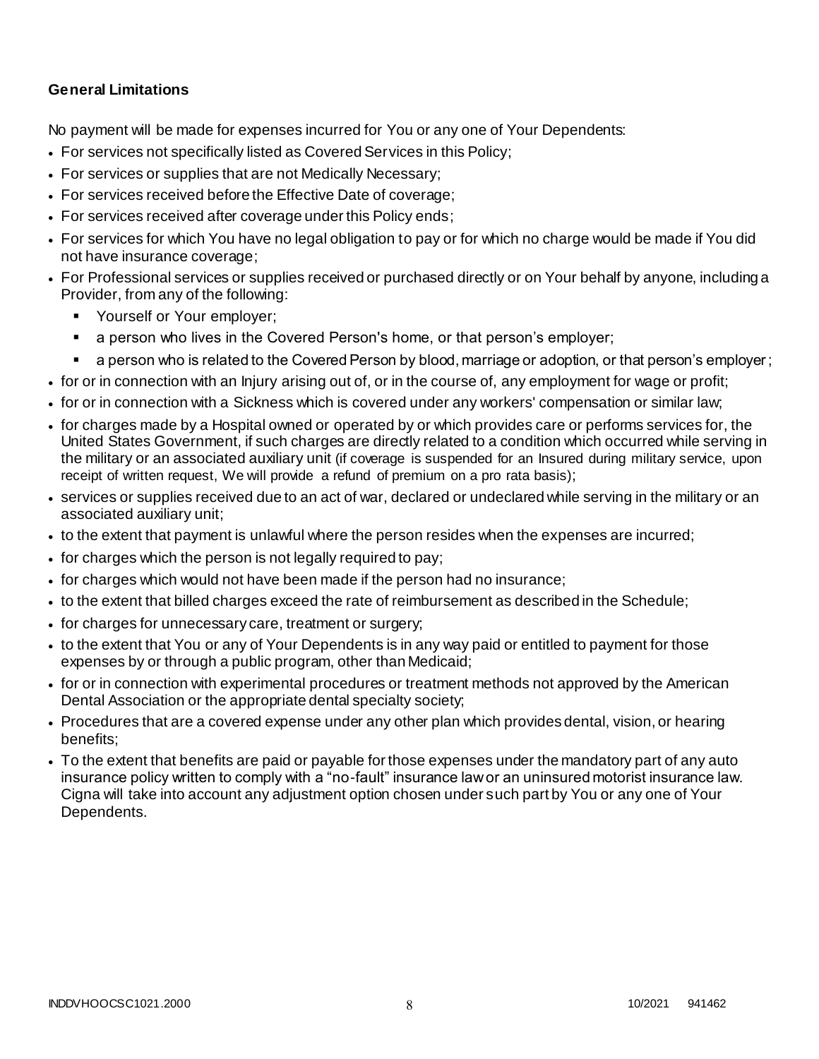### General Limitations

No payment will be made for expenses incurred for You or any one of Your Dependents:

- For services not specifically listed as Covered Services in this Policy;
- For services or supplies that are not Medically Necessary;
- For services received before the Effective Date of coverage;
- For services received after coverage under this Policy ends;
- For services for which You have no legal obligation to pay or for which no charge would be made if You did not have insurance coverage;
- For Professional services or supplies received or purchased directly or on Your behalf by anyone, including a Provider, from any of the following:
  - Yourself or Your employer;
  - a person who lives in the Covered Person's home, or that person's employer;
  - a person who is related to the Covered Person by blood, marriage or adoption, or that person's employer;
- for or in connection with an Injury arising out of, or in the course of, any employment for wage or profit;
- for or in connection with a Sickness which is covered under any workers' compensation or similar law;
- for charges made by a Hospital owned or operated by or which provides care or performs services for, the United States Government, if such charges are directly related to a condition which occurred while serving in the military or an associated auxiliary unit (if coverage is suspended for an Insured during military service, upon receipt of written request, We will provide a refund of premium on a pro rata basis);
- services or supplies received due to an act of war, declared or undeclared while serving in the military or an associated auxiliary unit;
- to the extent that payment is unlawful where the person resides when the expenses are incurred;
- for charges which the person is not legally required to pay;
- for charges which would not have been made if the person had no insurance;
- to the extent that billed charges exceed the rate of reimbursement as described in the Schedule;
- for charges for unnecessary care, treatment or surgery;
- to the extent that You or any of Your Dependents is in any way paid or entitled to payment for those expenses by or through a public program, other than Medicaid;
- for or in connection with experimental procedures or treatment methods not approved by the American Dental Association or the appropriate dental specialty society;
- Procedures that are a covered expense under any other plan which provides dental, vision, or hearing benefits;
- To the extent that benefits are paid or payable for those expenses under the mandatory part of any auto insurance policy written to comply with a "no-fault" insurance law or an uninsured motorist insurance law. Cigna will take into account any adjustment option chosen under such part by You or any one of Your Dependents.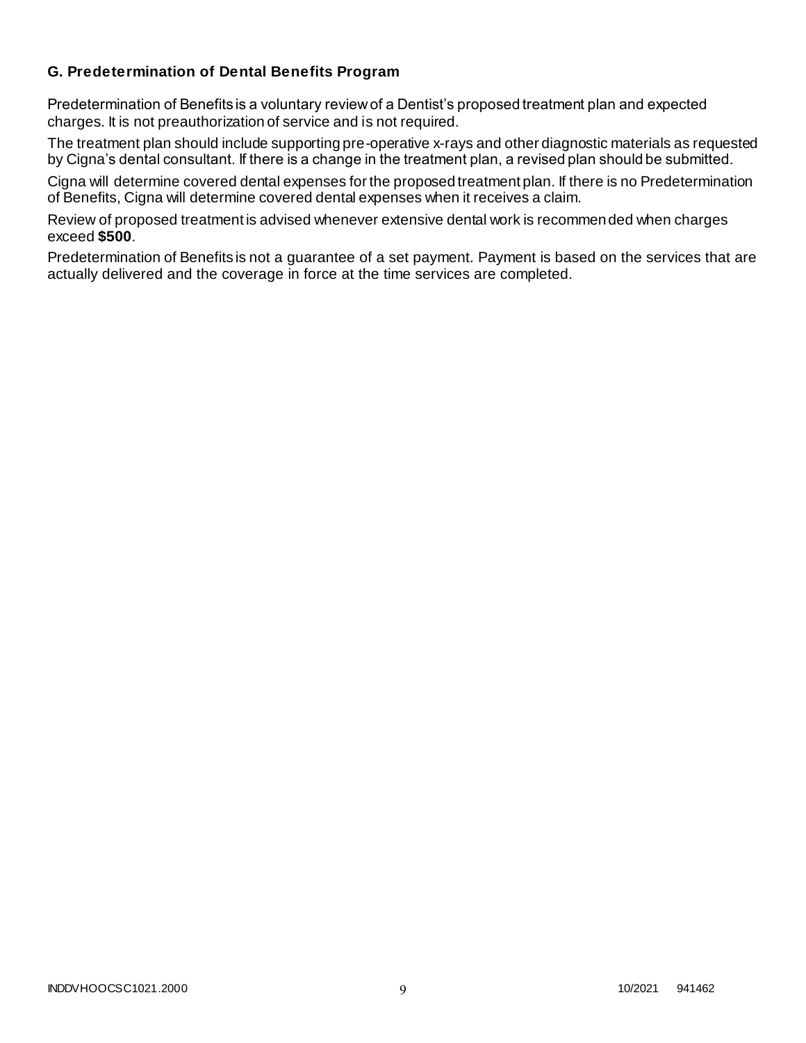### G. Predetermination of Dental Benefits Program

Predetermination of Benefits is a voluntary review of a Dentist's proposed treatment plan and expected charges. It is not preauthorization of service and is not required.

The treatment plan should include supporting pre-operative x-rays and other diagnostic materials as requested by Cigna's dental consultant. If there is a change in the treatment plan, a revised plan should be submitted.

Cigna will determine covered dental expenses for the proposed treatment plan. If there is no Predetermination of Benefits, Cigna will determine covered dental expenses when it receives a claim.

Review of proposed treatment is advised whenever extensive dental work is recommended when charges exceed **$500**.

Predetermination of Benefits is not a guarantee of a set payment. Payment is based on the services that are actually delivered and the coverage in force at the time services are completed.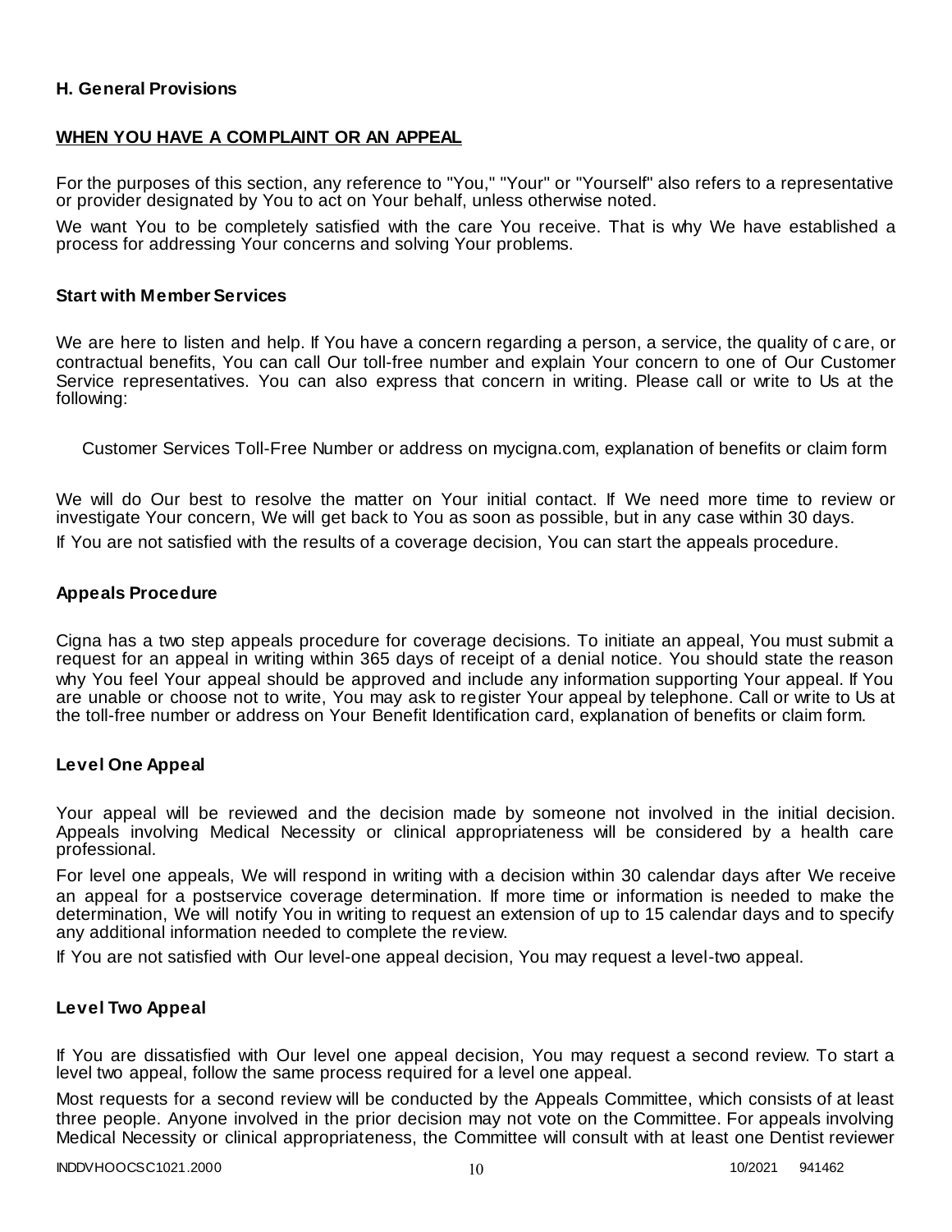## H. General Provisions

**WHEN YOU HAVE A COMPLAINT OR AN APPEAL**

For the purposes of this section, any reference to "You," "Your" or "Yourself" also refers to a representative or provider designated by You to act on Your behalf, unless otherwise noted.

We want You to be completely satisfied with the care You receive. That is why We have established a process for addressing Your concerns and solving Your problems.

### Start with Member Services

We are here to listen and help. If You have a concern regarding a person, a service, the quality of care, or contractual benefits, You can call Our toll-free number and explain Your concern to one of Our Customer Service representatives. You can also express that concern in writing. Please call or write to Us at the following:

Customer Services Toll-Free Number or address on mycigna.com, explanation of benefits or claim form

We will do Our best to resolve the matter on Your initial contact. If We need more time to review or investigate Your concern, We will get back to You as soon as possible, but in any case within 30 days.

If You are not satisfied with the results of a coverage decision, You can start the appeals procedure.

### Appeals Procedure

Cigna has a two step appeals procedure for coverage decisions. To initiate an appeal, You must submit a request for an appeal in writing within 365 days of receipt of a denial notice. You should state the reason why You feel Your appeal should be approved and include any information supporting Your appeal. If You are unable or choose not to write, You may ask to register Your appeal by telephone. Call or write to Us at the toll-free number or address on Your Benefit Identification card, explanation of benefits or claim form.

### Level One Appeal

Your appeal will be reviewed and the decision made by someone not involved in the initial decision. Appeals involving Medical Necessity or clinical appropriateness will be considered by a health care professional.

For level one appeals, We will respond in writing with a decision within 30 calendar days after We receive an appeal for a postservice coverage determination. If more time or information is needed to make the determination, We will notify You in writing to request an extension of up to 15 calendar days and to specify any additional information needed to complete the review.

If You are not satisfied with Our level-one appeal decision, You may request a level-two appeal.

### Level Two Appeal

If You are dissatisfied with Our level one appeal decision, You may request a second review. To start a level two appeal, follow the same process required for a level one appeal.

Most requests for a second review will be conducted by the Appeals Committee, which consists of at least three people. Anyone involved in the prior decision may not vote on the Committee. For appeals involving Medical Necessity or clinical appropriateness, the Committee will consult with at least one Dentist reviewer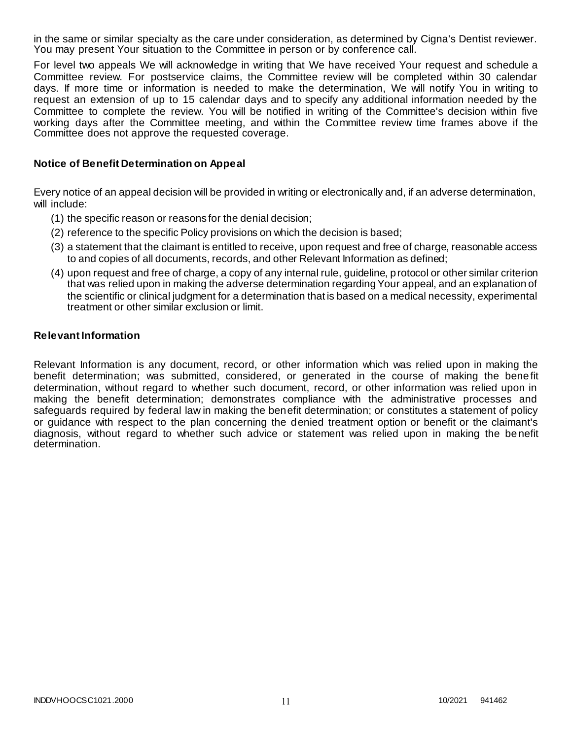in the same or similar specialty as the care under consideration, as determined by Cigna's Dentist reviewer. You may present Your situation to the Committee in person or by conference call.

For level two appeals We will acknowledge in writing that We have received Your request and schedule a Committee review. For postservice claims, the Committee review will be completed within 30 calendar days. If more time or information is needed to make the determination, We will notify You in writing to request an extension of up to 15 calendar days and to specify any additional information needed by the Committee to complete the review. You will be notified in writing of the Committee's decision within five working days after the Committee meeting, and within the Committee review time frames above if the Committee does not approve the requested coverage.

### Notice of Benefit Determination on Appeal

Every notice of an appeal decision will be provided in writing or electronically and, if an adverse determination, will include:

(1) the specific reason or reasons for the denial decision;

(2) reference to the specific Policy provisions on which the decision is based;

(3) a statement that the claimant is entitled to receive, upon request and free of charge, reasonable access to and copies of all documents, records, and other Relevant Information as defined;

(4) upon request and free of charge, a copy of any internal rule, guideline, protocol or other similar criterion that was relied upon in making the adverse determination regarding Your appeal, and an explanation of the scientific or clinical judgment for a determination that is based on a medical necessity, experimental treatment or other similar exclusion or limit.

### Relevant Information

Relevant Information is any document, record, or other information which was relied upon in making the benefit determination; was submitted, considered, or generated in the course of making the benefit determination, without regard to whether such document, record, or other information was relied upon in making the benefit determination; demonstrates compliance with the administrative processes and safeguards required by federal law in making the benefit determination; or constitutes a statement of policy or guidance with respect to the plan concerning the denied treatment option or benefit or the claimant's diagnosis, without regard to whether such advice or statement was relied upon in making the benefit determination.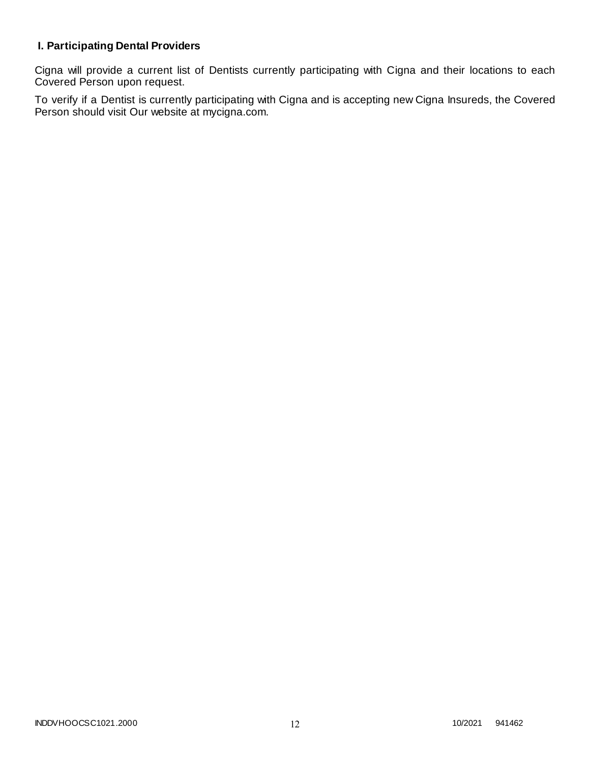## I. Participating Dental Providers

Cigna will provide a current list of Dentists currently participating with Cigna and their locations to each Covered Person upon request.

To verify if a Dentist is currently participating with Cigna and is accepting new Cigna Insureds, the Covered Person should visit Our website at mycigna.com.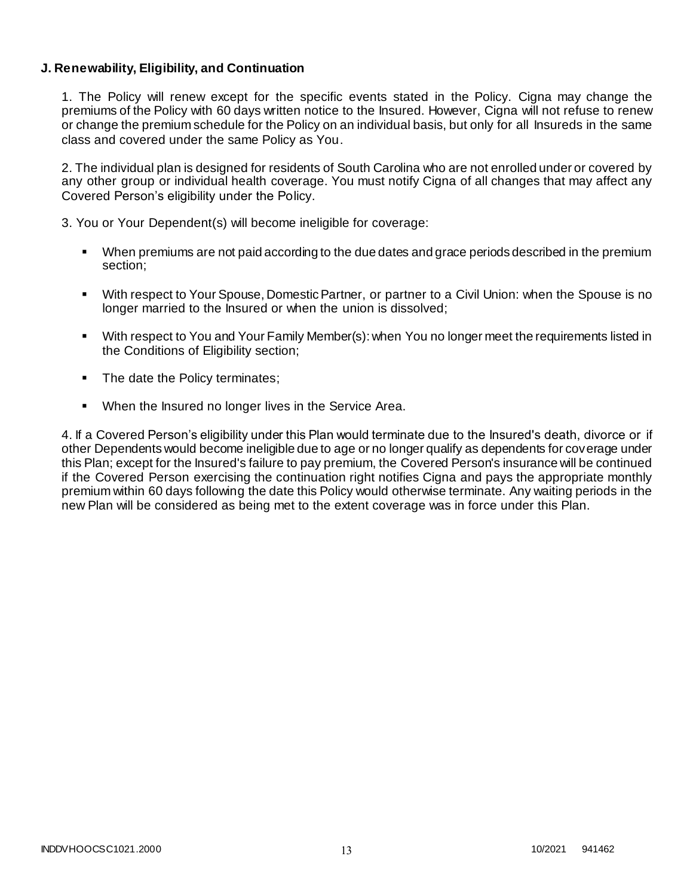**J. Renewability, Eligibility, and Continuation**

1. The Policy will renew except for the specific events stated in the Policy. Cigna may change the premiums of the Policy with 60 days written notice to the Insured. However, Cigna will not refuse to renew or change the premium schedule for the Policy on an individual basis, but only for all Insureds in the same class and covered under the same Policy as You.

2. The individual plan is designed for residents of South Carolina who are not enrolled under or covered by any other group or individual health coverage. You must notify Cigna of all changes that may affect any Covered Person's eligibility under the Policy.

3. You or Your Dependent(s) will become ineligible for coverage:

- When premiums are not paid according to the due dates and grace periods described in the premium section;
- With respect to Your Spouse, Domestic Partner, or partner to a Civil Union: when the Spouse is no longer married to the Insured or when the union is dissolved;
- With respect to You and Your Family Member(s): when You no longer meet the requirements listed in the Conditions of Eligibility section;
- The date the Policy terminates;
- When the Insured no longer lives in the Service Area.

4. If a Covered Person's eligibility under this Plan would terminate due to the Insured's death, divorce or if other Dependents would become ineligible due to age or no longer qualify as dependents for coverage under this Plan; except for the Insured's failure to pay premium, the Covered Person's insurance will be continued if the Covered Person exercising the continuation right notifies Cigna and pays the appropriate monthly premium within 60 days following the date this Policy would otherwise terminate. Any waiting periods in the new Plan will be considered as being met to the extent coverage was in force under this Plan.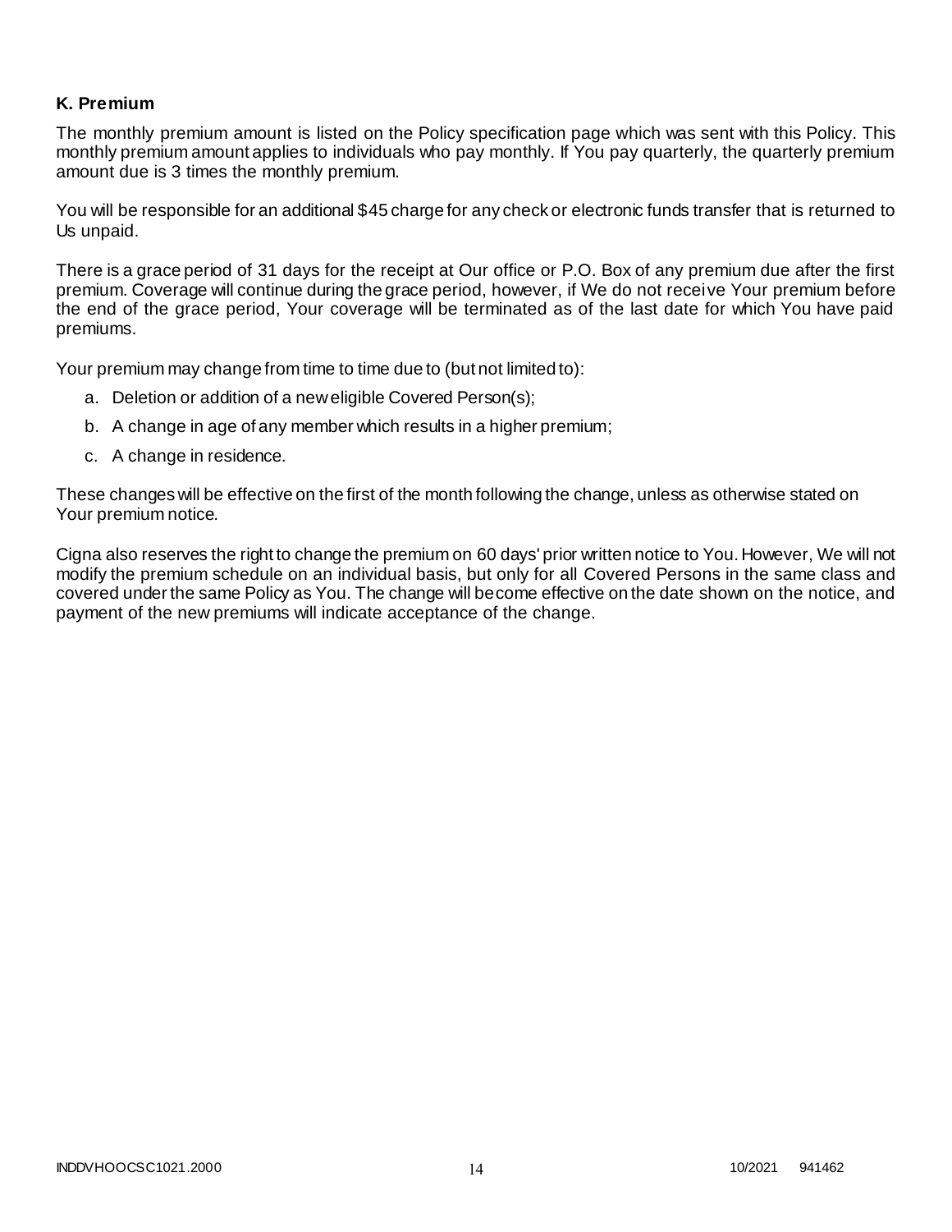### K. Premium

The monthly premium amount is listed on the Policy specification page which was sent with this Policy. This monthly premium amount applies to individuals who pay monthly. If You pay quarterly, the quarterly premium amount due is 3 times the monthly premium.

You will be responsible for an additional $45 charge for any check or electronic funds transfer that is returned to Us unpaid.

There is a grace period of 31 days for the receipt at Our office or P.O. Box of any premium due after the first premium. Coverage will continue during the grace period, however, if We do not receive Your premium before the end of the grace period, Your coverage will be terminated as of the last date for which You have paid premiums.

Your premium may change from time to time due to (but not limited to):

a. Deletion or addition of a new eligible Covered Person(s);
b. A change in age of any member which results in a higher premium;
c. A change in residence.

These changes will be effective on the first of the month following the change, unless as otherwise stated on Your premium notice.

Cigna also reserves the right to change the premium on 60 days' prior written notice to You. However, We will not modify the premium schedule on an individual basis, but only for all Covered Persons in the same class and covered under the same Policy as You. The change will become effective on the date shown on the notice, and payment of the new premiums will indicate acceptance of the change.